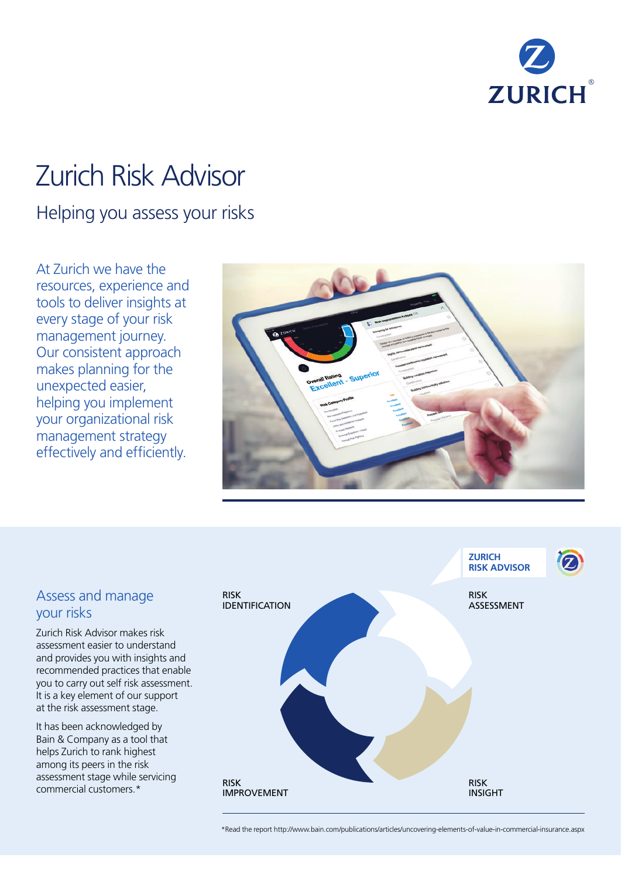ZURICH

# Zurich Risk Advisor

## Helping you assess your risks

At Zurich we have the resources, experience and tools to deliver insights at every stage of your risk management journey. Our consistent approach makes planning for the unexpected easier, helping you implement your organizational risk management strategy effectively and efficiently.

## Assess and manage your risks

Zurich Risk Advisor makes risk assessment easier to understand and provides you with insights and recommended practices that enable you to carry out self risk assessment. It is a key element of our support at the risk assessment stage.

It has been acknowledged by Bain & Company as a tool that helps Zurich to rank highest among its peers in the risk assessment stage while servicing commercial customers.*

ZURICH RISK ADVISOR

RISK IDENTIFICATION

RISK ASSESSMENT

RISK IMPROVEMENT

RISK INSIGHT

*Read the report http://www.bain.com/publications/articles/uncovering-elements-of-value-in-commercial-insurance.aspx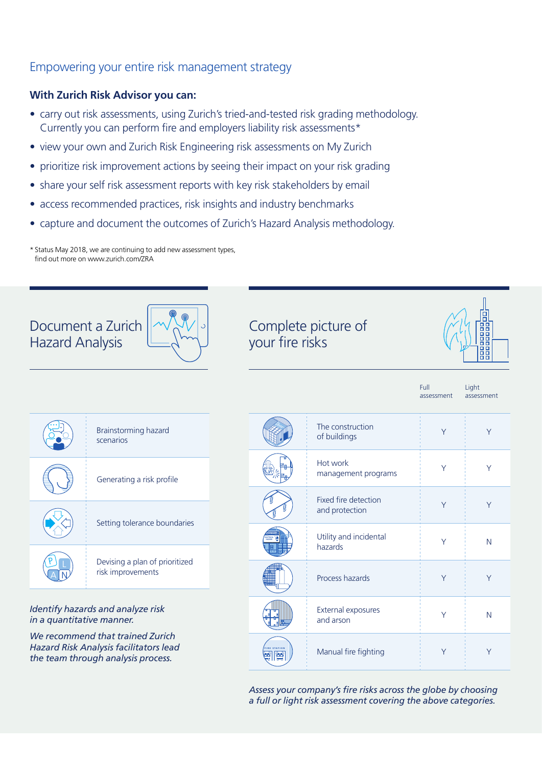## Empowering your entire risk management strategy

**With Zurich Risk Advisor you can:**

- carry out risk assessments, using Zurich's tried-and-tested risk grading methodology. Currently you can perform fire and employers liability risk assessments*
- view your own and Zurich Risk Engineering risk assessments on My Zurich
- prioritize risk improvement actions by seeing their impact on your risk grading
- share your self risk assessment reports with key risk stakeholders by email
- access recommended practices, risk insights and industry benchmarks
- capture and document the outcomes of Zurich's Hazard Analysis methodology.

* Status May 2018, we are continuing to add new assessment types, find out more on www.zurich.com/ZRA

## Document a Zurich Hazard Analysis

- Brainstorming hazard scenarios
- Generating a risk profile
- Setting tolerance boundaries
- Devising a plan of prioritized risk improvements

*Identify hazards and analyze risk in a quantitative manner.*

*We recommend that trained Zurich Hazard Risk Analysis facilitators lead the team through analysis process.*

## Complete picture of your fire risks

| | Full assessment | Light assessment |
|---|---|---|
| The construction of buildings | Y | Y |
| Hot work management programs | Y | Y |
| Fixed fire detection and protection | Y | Y |
| Utility and incidental hazards | Y | N |
| Process hazards | Y | Y |
| External exposures and arson | Y | N |
| Manual fire fighting | Y | Y |

*Assess your company's fire risks across the globe by choosing a full or light risk assessment covering the above categories.*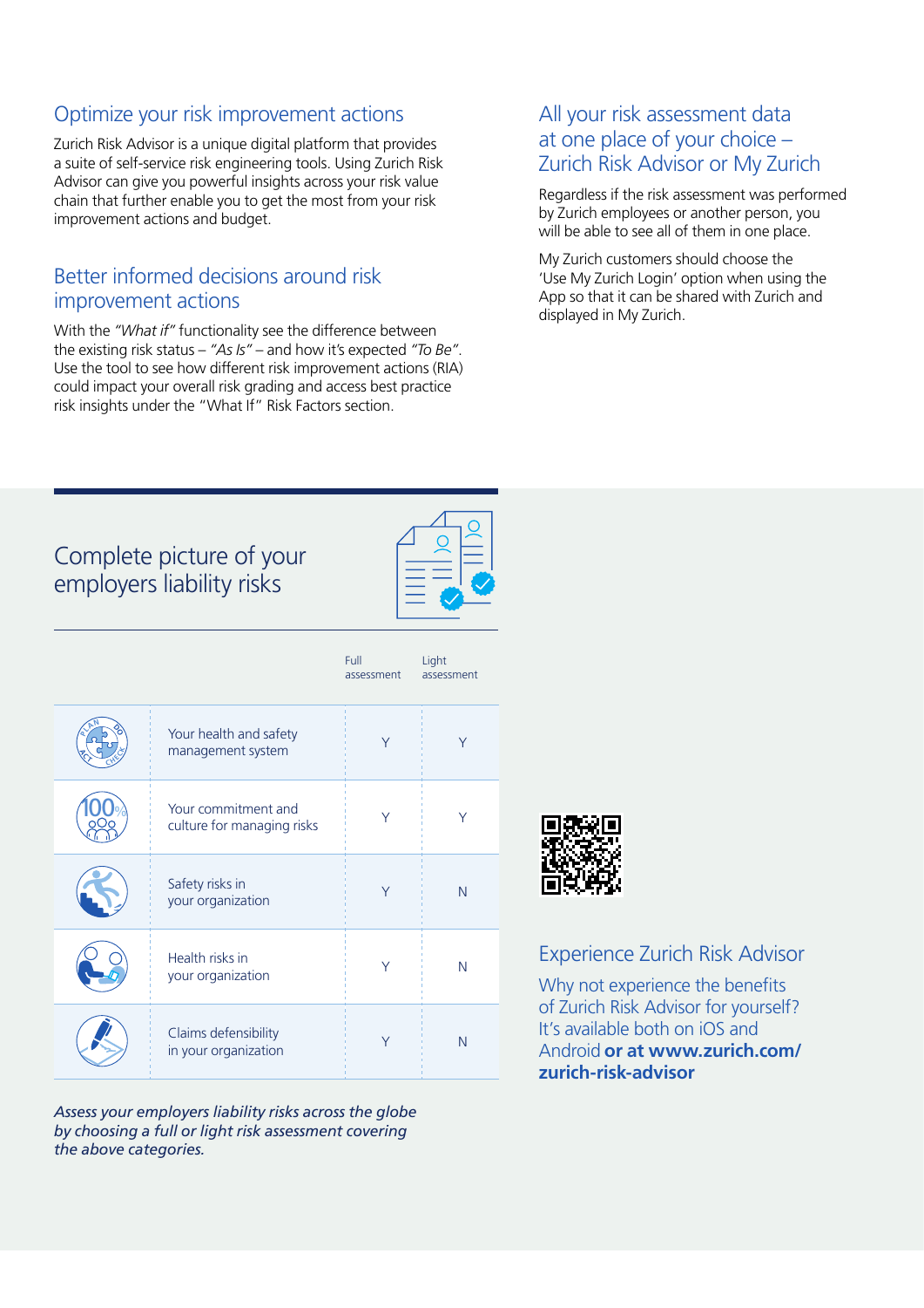## Optimize your risk improvement actions

Zurich Risk Advisor is a unique digital platform that provides a suite of self-service risk engineering tools. Using Zurich Risk Advisor can give you powerful insights across your risk value chain that further enable you to get the most from your risk improvement actions and budget.

## Better informed decisions around risk improvement actions

With the *"What if"* functionality see the difference between the existing risk status – *"As Is"* – and how it's expected *"To Be"*. Use the tool to see how different risk improvement actions (RIA) could impact your overall risk grading and access best practice risk insights under the "What If" Risk Factors section.

## All your risk assessment data at one place of your choice – Zurich Risk Advisor or My Zurich

Regardless if the risk assessment was performed by Zurich employees or another person, you will be able to see all of them in one place.

My Zurich customers should choose the 'Use My Zurich Login' option when using the App so that it can be shared with Zurich and displayed in My Zurich.

## Complete picture of your employers liability risks

| | Full assessment | Light assessment |
|---|---|---|
| Your health and safety management system | Y | Y |
| Your commitment and culture for managing risks | Y | Y |
| Safety risks in your organization | Y | N |
| Health risks in your organization | Y | N |
| Claims defensibility in your organization | Y | N |

*Assess your employers liability risks across the globe by choosing a full or light risk assessment covering the above categories.*

## Experience Zurich Risk Advisor

Why not experience the benefits of Zurich Risk Advisor for yourself? It's available both on iOS and Android **or at www.zurich.com/zurich-risk-advisor**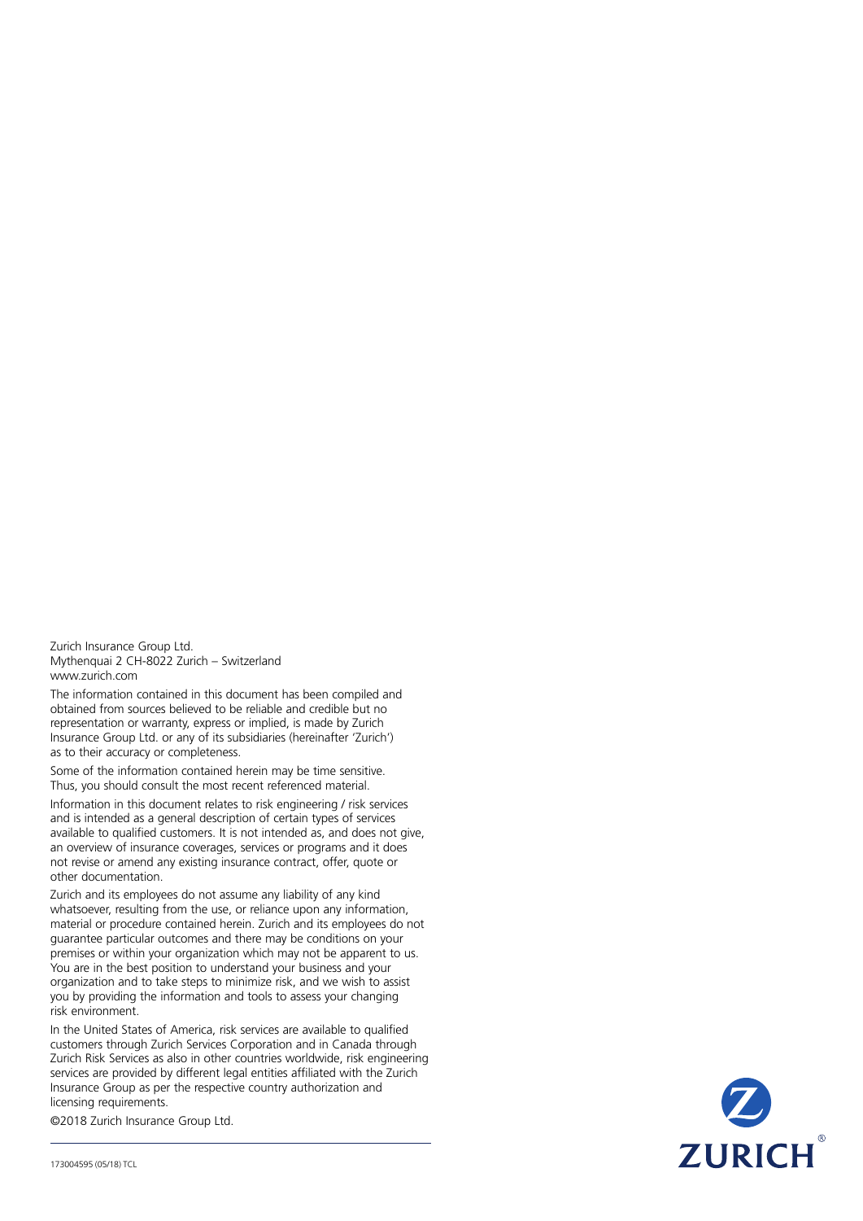Zurich Insurance Group Ltd.
Mythenquai 2 CH-8022 Zurich – Switzerland
www.zurich.com

The information contained in this document has been compiled and obtained from sources believed to be reliable and credible but no representation or warranty, express or implied, is made by Zurich Insurance Group Ltd. or any of its subsidiaries (hereinafter 'Zurich') as to their accuracy or completeness.

Some of the information contained herein may be time sensitive. Thus, you should consult the most recent referenced material.

Information in this document relates to risk engineering / risk services and is intended as a general description of certain types of services available to qualified customers. It is not intended as, and does not give, an overview of insurance coverages, services or programs and it does not revise or amend any existing insurance contract, offer, quote or other documentation.

Zurich and its employees do not assume any liability of any kind whatsoever, resulting from the use, or reliance upon any information, material or procedure contained herein. Zurich and its employees do not guarantee particular outcomes and there may be conditions on your premises or within your organization which may not be apparent to us. You are in the best position to understand your business and your organization and to take steps to minimize risk, and we wish to assist you by providing the information and tools to assess your changing risk environment.

In the United States of America, risk services are available to qualified customers through Zurich Services Corporation and in Canada through Zurich Risk Services as also in other countries worldwide, risk engineering services are provided by different legal entities affiliated with the Zurich Insurance Group as per the respective country authorization and licensing requirements.

©2018 Zurich Insurance Group Ltd.

173004595 (05/18) TCL

ZURICH®